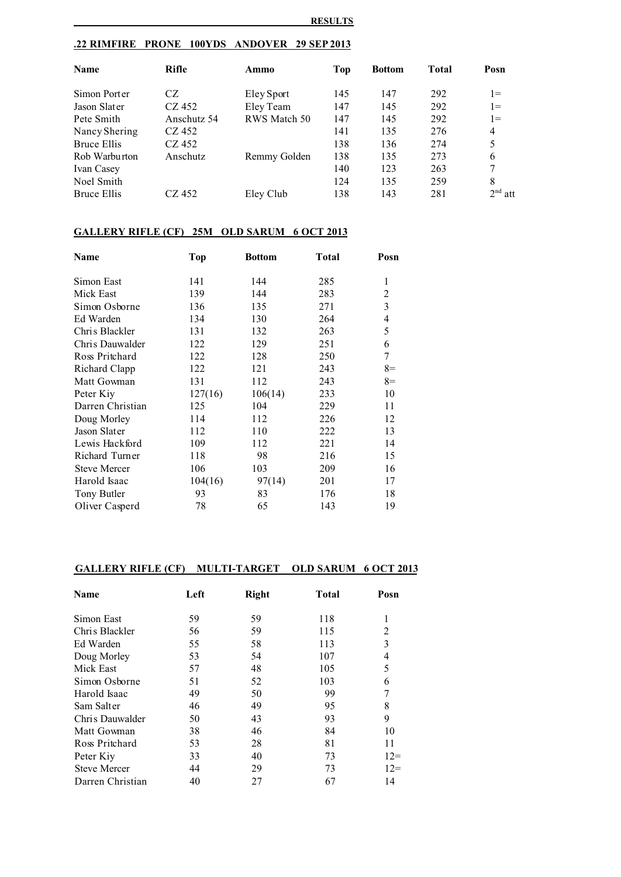**RESULTS**

## .22 RIMFIRE PRONE 100YDS ANDOVER 29 SEP 2013

| Name | Rifle | Ammo | Top | Bottom | Total | Posn |
|---|---|---|---|---|---|---|
| Simon Porter | CZ | Eley Sport | 145 | 147 | 292 | 1= |
| Jason Slater | CZ 452 | Eley Team | 147 | 145 | 292 | 1= |
| Pete Smith | Anschutz 54 | RWS Match 50 | 147 | 145 | 292 | 1= |
| Nancy Shering | CZ 452 | | 141 | 135 | 276 | 4 |
| Bruce Ellis | CZ 452 | | 138 | 136 | 274 | 5 |
| Rob Warburton | Anschutz | Remmy Golden | 138 | 135 | 273 | 6 |
| Ivan Casey | | | 140 | 123 | 263 | 7 |
| Noel Smith | | | 124 | 135 | 259 | 8 |
| Bruce Ellis | CZ 452 | Eley Club | 138 | 143 | 281 | 2nd att |

## GALLERY RIFLE (CF) 25M OLD SARUM 6 OCT 2013

| Name | Top | Bottom | Total | Posn |
|---|---|---|---|---|
| Simon East | 141 | 144 | 285 | 1 |
| Mick East | 139 | 144 | 283 | 2 |
| Simon Osborne | 136 | 135 | 271 | 3 |
| Ed Warden | 134 | 130 | 264 | 4 |
| Chris Blackler | 131 | 132 | 263 | 5 |
| Chris Dauwalder | 122 | 129 | 251 | 6 |
| Ross Pritchard | 122 | 128 | 250 | 7 |
| Richard Clapp | 122 | 121 | 243 | 8= |
| Matt Gowman | 131 | 112 | 243 | 8= |
| Peter Kiy | 127(16) | 106(14) | 233 | 10 |
| Darren Christian | 125 | 104 | 229 | 11 |
| Doug Morley | 114 | 112 | 226 | 12 |
| Jason Slater | 112 | 110 | 222 | 13 |
| Lewis Hackford | 109 | 112 | 221 | 14 |
| Richard Turner | 118 | 98 | 216 | 15 |
| Steve Mercer | 106 | 103 | 209 | 16 |
| Harold Isaac | 104(16) | 97(14) | 201 | 17 |
| Tony Butler | 93 | 83 | 176 | 18 |
| Oliver Casperd | 78 | 65 | 143 | 19 |

## GALLERY RIFLE (CF) MULTI-TARGET OLD SARUM 6 OCT 2013

| Name | Left | Right | Total | Posn |
|---|---|---|---|---|
| Simon East | 59 | 59 | 118 | 1 |
| Chris Blackler | 56 | 59 | 115 | 2 |
| Ed Warden | 55 | 58 | 113 | 3 |
| Doug Morley | 53 | 54 | 107 | 4 |
| Mick East | 57 | 48 | 105 | 5 |
| Simon Osborne | 51 | 52 | 103 | 6 |
| Harold Isaac | 49 | 50 | 99 | 7 |
| Sam Salter | 46 | 49 | 95 | 8 |
| Chris Dauwalder | 50 | 43 | 93 | 9 |
| Matt Gowman | 38 | 46 | 84 | 10 |
| Ross Pritchard | 53 | 28 | 81 | 11 |
| Peter Kiy | 33 | 40 | 73 | 12= |
| Steve Mercer | 44 | 29 | 73 | 12= |
| Darren Christian | 40 | 27 | 67 | 14 |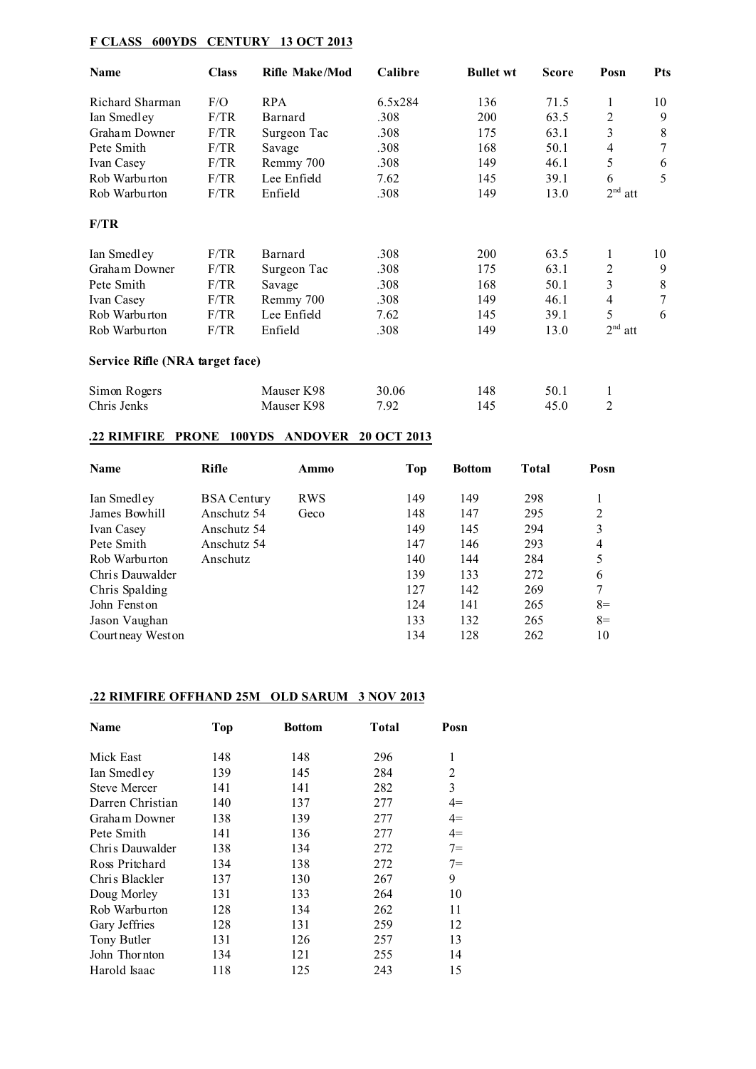## F CLASS 600YDS CENTURY 13 OCT 2013

| Name | Class | Rifle Make/Mod | Calibre | Bullet wt | Score | Posn | Pts |
|---|---|---|---|---|---|---|---|
| Richard Sharman | F/O | RPA | 6.5x284 | 136 | 71.5 | 1 | 10 |
| Ian Smedley | F/TR | Barnard | .308 | 200 | 63.5 | 2 | 9 |
| Graham Downer | F/TR | Surgeon Tac | .308 | 175 | 63.1 | 3 | 8 |
| Pete Smith | F/TR | Savage | .308 | 168 | 50.1 | 4 | 7 |
| Ivan Casey | F/TR | Remmy 700 | .308 | 149 | 46.1 | 5 | 6 |
| Rob Warburton | F/TR | Lee Enfield | 7.62 | 145 | 39.1 | 6 | 5 |
| Rob Warburton | F/TR | Enfield | .308 | 149 | 13.0 | 2nd att | |

**F/TR**

| Name | Class | Rifle Make/Mod | Calibre | Bullet wt | Score | Posn | Pts |
|---|---|---|---|---|---|---|---|
| Ian Smedley | F/TR | Barnard | .308 | 200 | 63.5 | 1 | 10 |
| Graham Downer | F/TR | Surgeon Tac | .308 | 175 | 63.1 | 2 | 9 |
| Pete Smith | F/TR | Savage | .308 | 168 | 50.1 | 3 | 8 |
| Ivan Casey | F/TR | Remmy 700 | .308 | 149 | 46.1 | 4 | 7 |
| Rob Warburton | F/TR | Lee Enfield | 7.62 | 145 | 39.1 | 5 | 6 |
| Rob Warburton | F/TR | Enfield | .308 | 149 | 13.0 | 2nd att | |

**Service Rifle (NRA target face)**

| Name | Class | Rifle Make/Mod | Calibre | Bullet wt | Score | Posn | Pts |
|---|---|---|---|---|---|---|---|
| Simon Rogers | | Mauser K98 | 30.06 | 148 | 50.1 | 1 | |
| Chris Jenks | | Mauser K98 | 7.92 | 145 | 45.0 | 2 | |

## .22 RIMFIRE PRONE 100YDS ANDOVER 20 OCT 2013

| Name | Rifle | Ammo | Top | Bottom | Total | Posn |
|---|---|---|---|---|---|---|
| Ian Smedley | BSA Century | RWS | 149 | 149 | 298 | 1 |
| James Bowhill | Anschutz 54 | Geco | 148 | 147 | 295 | 2 |
| Ivan Casey | Anschutz 54 | | 149 | 145 | 294 | 3 |
| Pete Smith | Anschutz 54 | | 147 | 146 | 293 | 4 |
| Rob Warburton | Anschutz | | 140 | 144 | 284 | 5 |
| Chris Dauwalder | | | 139 | 133 | 272 | 6 |
| Chris Spalding | | | 127 | 142 | 269 | 7 |
| John Fenston | | | 124 | 141 | 265 | 8= |
| Jason Vaughan | | | 133 | 132 | 265 | 8= |
| Courtneay Weston | | | 134 | 128 | 262 | 10 |

## .22 RIMFIRE OFFHAND 25M OLD SARUM 3 NOV 2013

| Name | Top | Bottom | Total | Posn |
|---|---|---|---|---|
| Mick East | 148 | 148 | 296 | 1 |
| Ian Smedley | 139 | 145 | 284 | 2 |
| Steve Mercer | 141 | 141 | 282 | 3 |
| Darren Christian | 140 | 137 | 277 | 4= |
| Graham Downer | 138 | 139 | 277 | 4= |
| Pete Smith | 141 | 136 | 277 | 4= |
| Chris Dauwalder | 138 | 134 | 272 | 7= |
| Ross Pritchard | 134 | 138 | 272 | 7= |
| Chris Blackler | 137 | 130 | 267 | 9 |
| Doug Morley | 131 | 133 | 264 | 10 |
| Rob Warburton | 128 | 134 | 262 | 11 |
| Gary Jeffries | 128 | 131 | 259 | 12 |
| Tony Butler | 131 | 126 | 257 | 13 |
| John Thornton | 134 | 121 | 255 | 14 |
| Harold Isaac | 118 | 125 | 243 | 15 |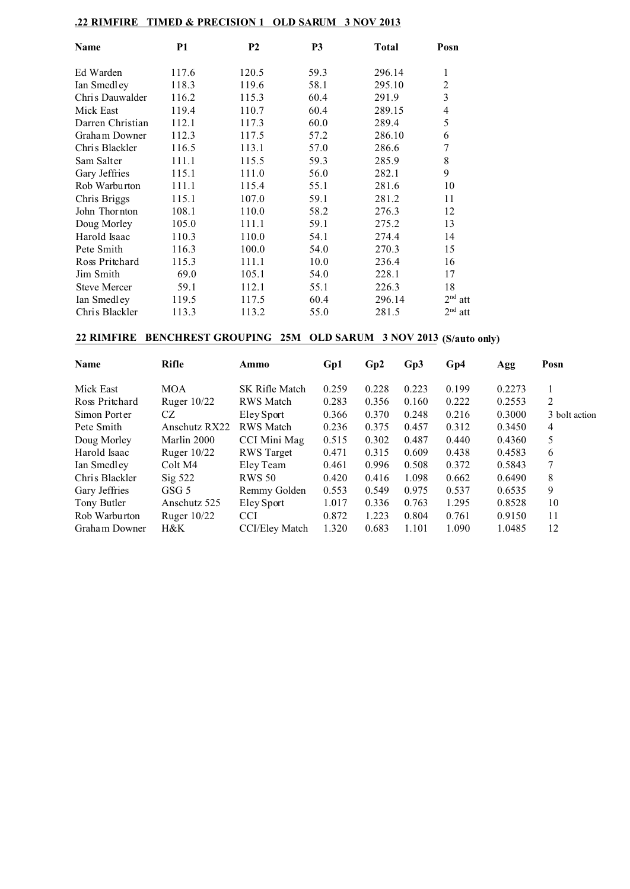## .22 RIMFIRE   TIMED & PRECISION 1   OLD SARUM   3 NOV 2013

| Name | P1 | P2 | P3 | Total | Posn |
|---|---|---|---|---|---|
| Ed Warden | 117.6 | 120.5 | 59.3 | 296.14 | 1 |
| Ian Smedley | 118.3 | 119.6 | 58.1 | 295.10 | 2 |
| Chris Dauwalder | 116.2 | 115.3 | 60.4 | 291.9 | 3 |
| Mick East | 119.4 | 110.7 | 60.4 | 289.15 | 4 |
| Darren Christian | 112.1 | 117.3 | 60.0 | 289.4 | 5 |
| Graham Downer | 112.3 | 117.5 | 57.2 | 286.10 | 6 |
| Chris Blackler | 116.5 | 113.1 | 57.0 | 286.6 | 7 |
| Sam Salter | 111.1 | 115.5 | 59.3 | 285.9 | 8 |
| Gary Jeffries | 115.1 | 111.0 | 56.0 | 282.1 | 9 |
| Rob Warburton | 111.1 | 115.4 | 55.1 | 281.6 | 10 |
| Chris Briggs | 115.1 | 107.0 | 59.1 | 281.2 | 11 |
| John Thornton | 108.1 | 110.0 | 58.2 | 276.3 | 12 |
| Doug Morley | 105.0 | 111.1 | 59.1 | 275.2 | 13 |
| Harold Isaac | 110.3 | 110.0 | 54.1 | 274.4 | 14 |
| Pete Smith | 116.3 | 100.0 | 54.0 | 270.3 | 15 |
| Ross Pritchard | 115.3 | 111.1 | 10.0 | 236.4 | 16 |
| Jim Smith | 69.0 | 105.1 | 54.0 | 228.1 | 17 |
| Steve Mercer | 59.1 | 112.1 | 55.1 | 226.3 | 18 |
| Ian Smedley | 119.5 | 117.5 | 60.4 | 296.14 | 2nd att |
| Chris Blackler | 113.3 | 113.2 | 55.0 | 281.5 | 2nd att |

## 22 RIMFIRE   BENCHREST GROUPING   25M   OLD SARUM   3 NOV 2013 (S/auto only)

| Name | Rifle | Ammo | Gp1 | Gp2 | Gp3 | Gp4 | Agg | Posn |
|---|---|---|---|---|---|---|---|---|
| Mick East | MOA | SK Rifle Match | 0.259 | 0.228 | 0.223 | 0.199 | 0.2273 | 1 |
| Ross Pritchard | Ruger 10/22 | RWS Match | 0.283 | 0.356 | 0.160 | 0.222 | 0.2553 | 2 |
| Simon Porter | CZ | Eley Sport | 0.366 | 0.370 | 0.248 | 0.216 | 0.3000 | 3 bolt action |
| Pete Smith | Anschutz RX22 | RWS Match | 0.236 | 0.375 | 0.457 | 0.312 | 0.3450 | 4 |
| Doug Morley | Marlin 2000 | CCI Mini Mag | 0.515 | 0.302 | 0.487 | 0.440 | 0.4360 | 5 |
| Harold Isaac | Ruger 10/22 | RWS Target | 0.471 | 0.315 | 0.609 | 0.438 | 0.4583 | 6 |
| Ian Smedley | Colt M4 | Eley Team | 0.461 | 0.996 | 0.508 | 0.372 | 0.5843 | 7 |
| Chris Blackler | Sig 522 | RWS 50 | 0.420 | 0.416 | 1.098 | 0.662 | 0.6490 | 8 |
| Gary Jeffries | GSG 5 | Remmy Golden | 0.553 | 0.549 | 0.975 | 0.537 | 0.6535 | 9 |
| Tony Butler | Anschutz 525 | Eley Sport | 1.017 | 0.336 | 0.763 | 1.295 | 0.8528 | 10 |
| Rob Warburton | Ruger 10/22 | CCI | 0.872 | 1.223 | 0.804 | 0.761 | 0.9150 | 11 |
| Graham Downer | H&K | CCI/Eley Match | 1.320 | 0.683 | 1.101 | 1.090 | 1.0485 | 12 |